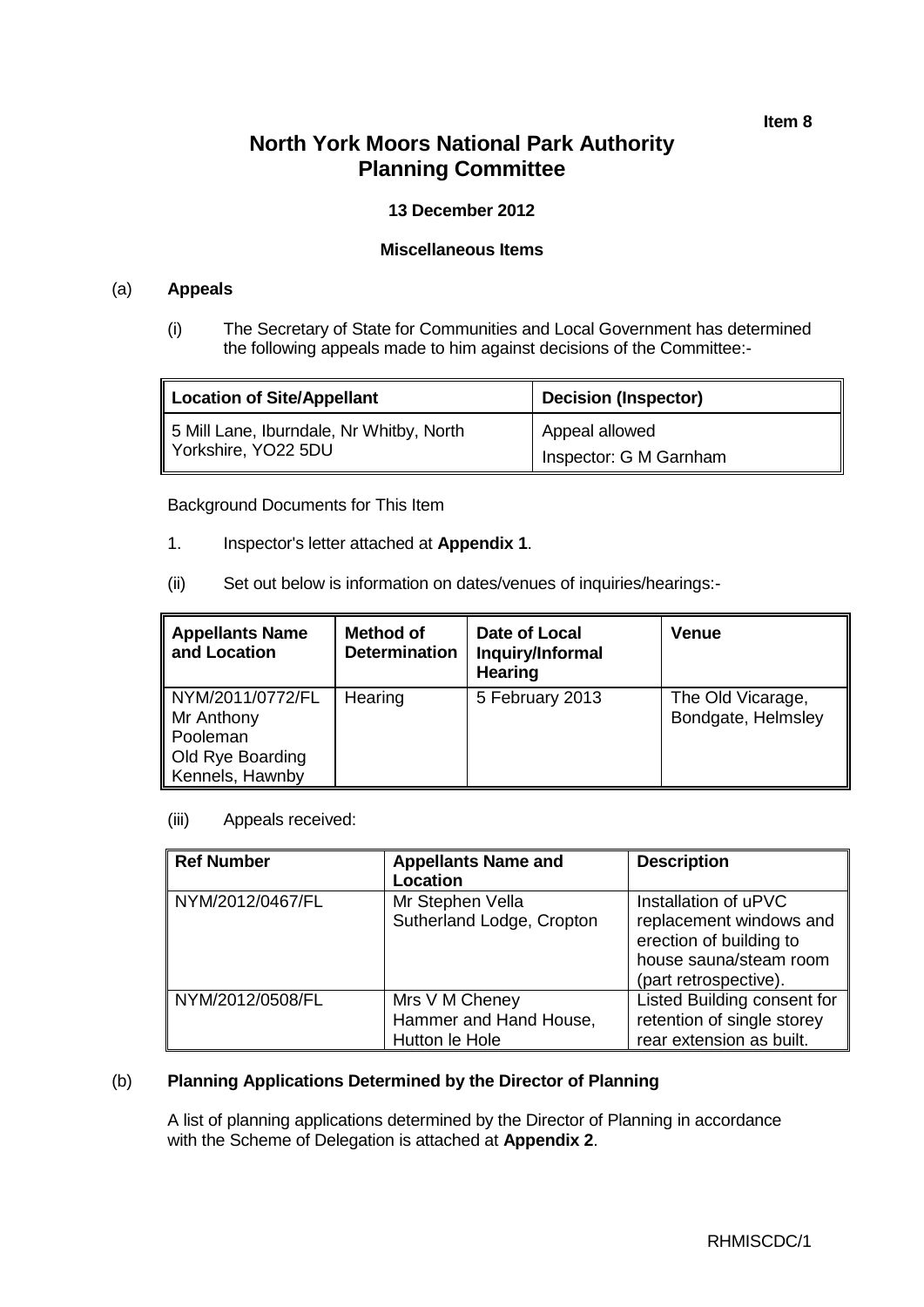**Item 8**

# North York Moors National Park Authority Planning Committee

**13 December 2012**

**Miscellaneous Items**

## (a) Appeals

(i) The Secretary of State for Communities and Local Government has determined the following appeals made to him against decisions of the Committee:-

| Location of Site/Appellant | Decision (Inspector) |
|---|---|
| 5 Mill Lane, Iburndale, Nr Whitby, North Yorkshire, YO22 5DU | Appeal allowed<br>Inspector: G M Garnham |

Background Documents for This Item

1. Inspector's letter attached at **Appendix 1**.

(ii) Set out below is information on dates/venues of inquiries/hearings:-

| Appellants Name and Location | Method of Determination | Date of Local Inquiry/Informal Hearing | Venue |
|---|---|---|---|
| NYM/2011/0772/FL Mr Anthony Pooleman Old Rye Boarding Kennels, Hawnby | Hearing | 5 February 2013 | The Old Vicarage, Bondgate, Helmsley |

(iii) Appeals received:

| Ref Number | Appellants Name and Location | Description |
|---|---|---|
| NYM/2012/0467/FL | Mr Stephen Vella<br>Sutherland Lodge, Cropton | Installation of uPVC replacement windows and erection of building to house sauna/steam room (part retrospective). |
| NYM/2012/0508/FL | Mrs V M Cheney<br>Hammer and Hand House, Hutton le Hole | Listed Building consent for retention of single storey rear extension as built. |

## (b) Planning Applications Determined by the Director of Planning

A list of planning applications determined by the Director of Planning in accordance with the Scheme of Delegation is attached at **Appendix 2**.

RHMISCDC/1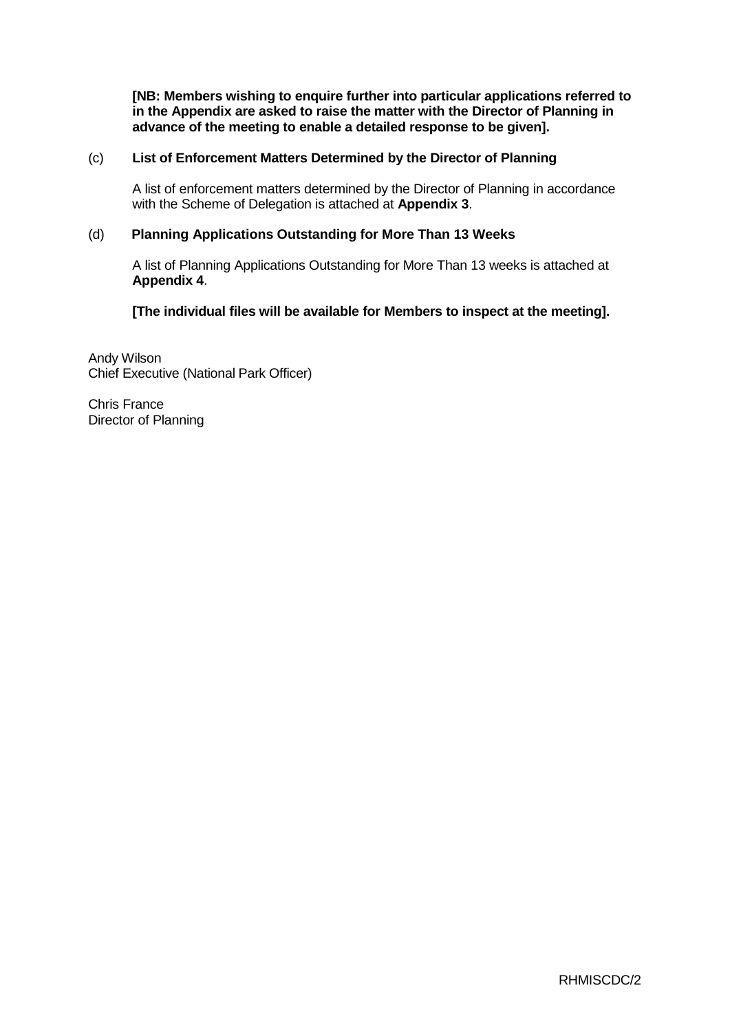**[NB: Members wishing to enquire further into particular applications referred to in the Appendix are asked to raise the matter with the Director of Planning in advance of the meeting to enable a detailed response to be given].**

(c) **List of Enforcement Matters Determined by the Director of Planning**

A list of enforcement matters determined by the Director of Planning in accordance with the Scheme of Delegation is attached at **Appendix 3**.

(d) **Planning Applications Outstanding for More Than 13 Weeks**

A list of Planning Applications Outstanding for More Than 13 weeks is attached at **Appendix 4**.

**[The individual files will be available for Members to inspect at the meeting].**

Andy Wilson
Chief Executive (National Park Officer)

Chris France
Director of Planning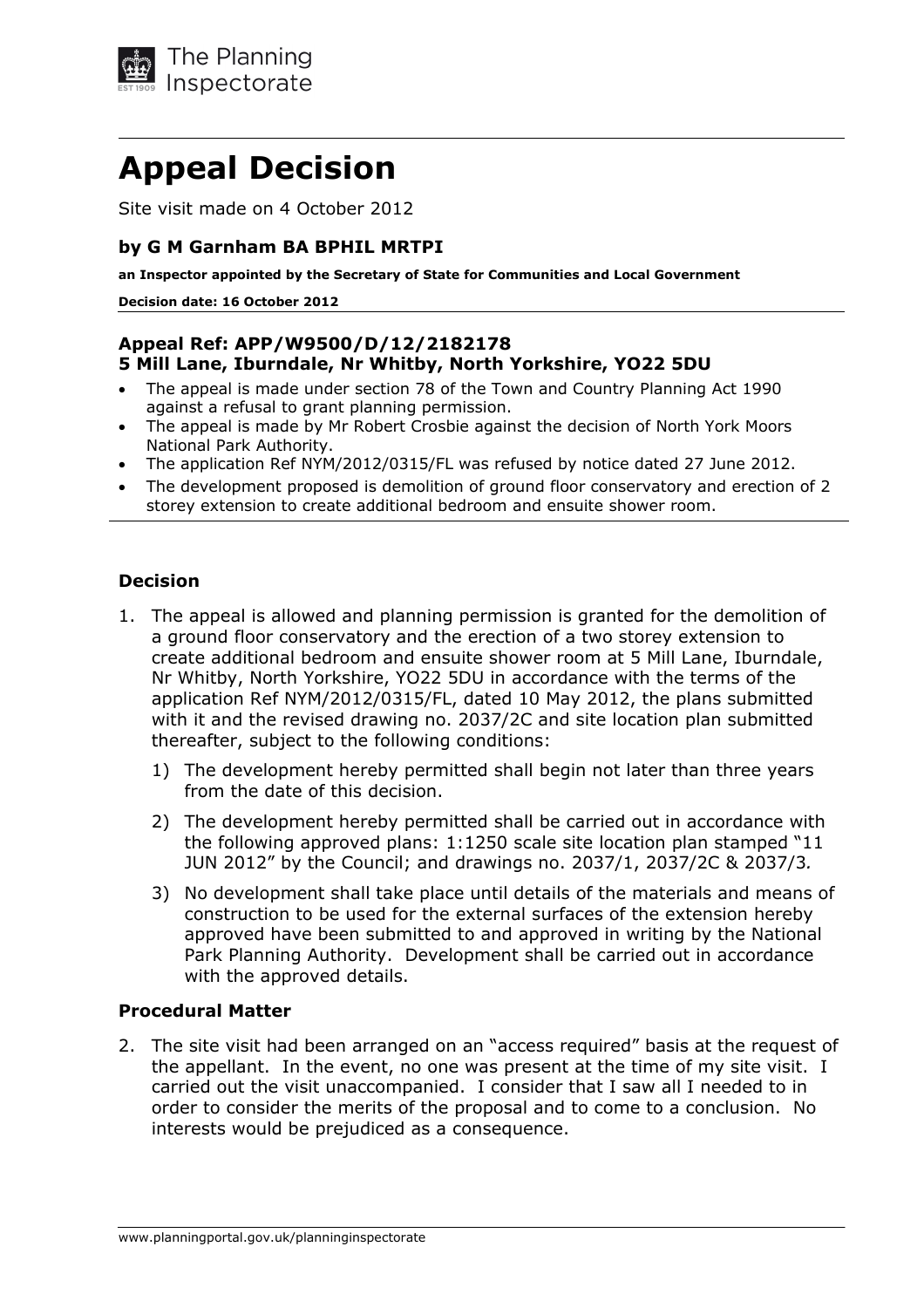The Planning Inspectorate

# Appeal Decision

Site visit made on 4 October 2012

**by G M Garnham BA BPHIL MRTPI**

**an Inspector appointed by the Secretary of State for Communities and Local Government**

**Decision date: 16 October 2012**

---

**Appeal Ref: APP/W9500/D/12/2182178**
**5 Mill Lane, Iburndale, Nr Whitby, North Yorkshire, YO22 5DU**

- The appeal is made under section 78 of the Town and Country Planning Act 1990 against a refusal to grant planning permission.
- The appeal is made by Mr Robert Crosbie against the decision of North York Moors National Park Authority.
- The application Ref NYM/2012/0315/FL was refused by notice dated 27 June 2012.
- The development proposed is demolition of ground floor conservatory and erection of 2 storey extension to create additional bedroom and ensuite shower room.

---

### Decision

1. The appeal is allowed and planning permission is granted for the demolition of a ground floor conservatory and the erection of a two storey extension to create additional bedroom and ensuite shower room at 5 Mill Lane, Iburndale, Nr Whitby, North Yorkshire, YO22 5DU in accordance with the terms of the application Ref NYM/2012/0315/FL, dated 10 May 2012, the plans submitted with it and the revised drawing no. 2037/2C and site location plan submitted thereafter, subject to the following conditions:

   1) The development hereby permitted shall begin not later than three years from the date of this decision.

   2) The development hereby permitted shall be carried out in accordance with the following approved plans: 1:1250 scale site location plan stamped "11 JUN 2012" by the Council; and drawings no. 2037/1, 2037/2C & 2037/3.

   3) No development shall take place until details of the materials and means of construction to be used for the external surfaces of the extension hereby approved have been submitted to and approved in writing by the National Park Planning Authority. Development shall be carried out in accordance with the approved details.

### Procedural Matter

2. The site visit had been arranged on an "access required" basis at the request of the appellant. In the event, no one was present at the time of my site visit. I carried out the visit unaccompanied. I consider that I saw all I needed to in order to consider the merits of the proposal and to come to a conclusion. No interests would be prejudiced as a consequence.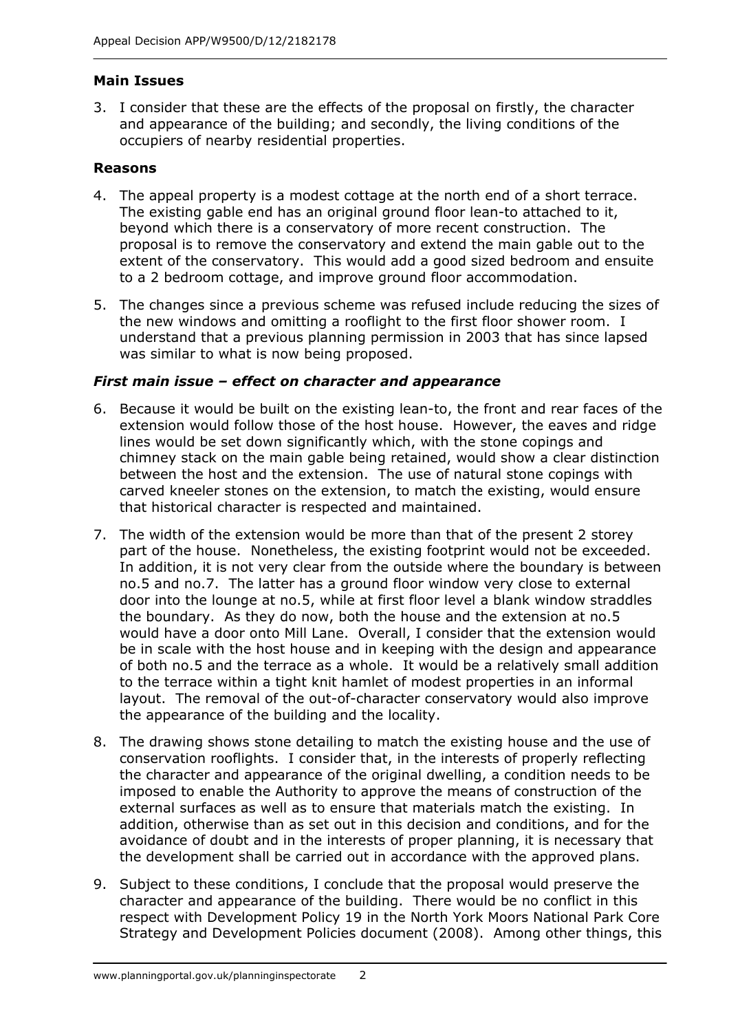**Main Issues**

3. I consider that these are the effects of the proposal on firstly, the character and appearance of the building; and secondly, the living conditions of the occupiers of nearby residential properties.

**Reasons**

4. The appeal property is a modest cottage at the north end of a short terrace. The existing gable end has an original ground floor lean-to attached to it, beyond which there is a conservatory of more recent construction. The proposal is to remove the conservatory and extend the main gable out to the extent of the conservatory. This would add a good sized bedroom and ensuite to a 2 bedroom cottage, and improve ground floor accommodation.

5. The changes since a previous scheme was refused include reducing the sizes of the new windows and omitting a rooflight to the first floor shower room. I understand that a previous planning permission in 2003 that has since lapsed was similar to what is now being proposed.

***First main issue – effect on character and appearance***

6. Because it would be built on the existing lean-to, the front and rear faces of the extension would follow those of the host house. However, the eaves and ridge lines would be set down significantly which, with the stone copings and chimney stack on the main gable being retained, would show a clear distinction between the host and the extension. The use of natural stone copings with carved kneeler stones on the extension, to match the existing, would ensure that historical character is respected and maintained.

7. The width of the extension would be more than that of the present 2 storey part of the house. Nonetheless, the existing footprint would not be exceeded. In addition, it is not very clear from the outside where the boundary is between no.5 and no.7. The latter has a ground floor window very close to external door into the lounge at no.5, while at first floor level a blank window straddles the boundary. As they do now, both the house and the extension at no.5 would have a door onto Mill Lane. Overall, I consider that the extension would be in scale with the host house and in keeping with the design and appearance of both no.5 and the terrace as a whole. It would be a relatively small addition to the terrace within a tight knit hamlet of modest properties in an informal layout. The removal of the out-of-character conservatory would also improve the appearance of the building and the locality.

8. The drawing shows stone detailing to match the existing house and the use of conservation rooflights. I consider that, in the interests of properly reflecting the character and appearance of the original dwelling, a condition needs to be imposed to enable the Authority to approve the means of construction of the external surfaces as well as to ensure that materials match the existing. In addition, otherwise than as set out in this decision and conditions, and for the avoidance of doubt and in the interests of proper planning, it is necessary that the development shall be carried out in accordance with the approved plans.

9. Subject to these conditions, I conclude that the proposal would preserve the character and appearance of the building. There would be no conflict in this respect with Development Policy 19 in the North York Moors National Park Core Strategy and Development Policies document (2008). Among other things, this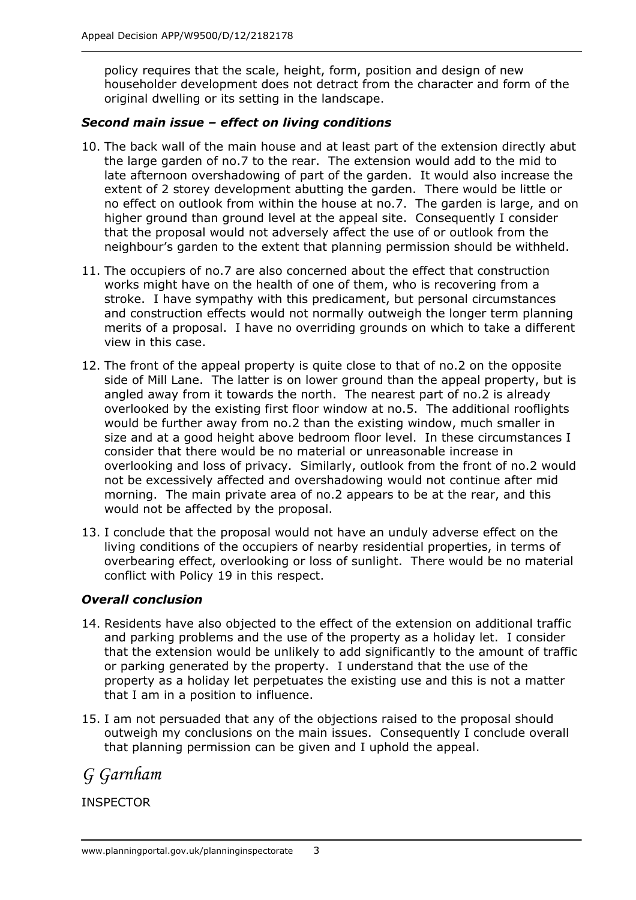policy requires that the scale, height, form, position and design of new householder development does not detract from the character and form of the original dwelling or its setting in the landscape.

### *Second main issue – effect on living conditions*

10. The back wall of the main house and at least part of the extension directly abut the large garden of no.7 to the rear. The extension would add to the mid to late afternoon overshadowing of part of the garden. It would also increase the extent of 2 storey development abutting the garden. There would be little or no effect on outlook from within the house at no.7. The garden is large, and on higher ground than ground level at the appeal site. Consequently I consider that the proposal would not adversely affect the use of or outlook from the neighbour's garden to the extent that planning permission should be withheld.

11. The occupiers of no.7 are also concerned about the effect that construction works might have on the health of one of them, who is recovering from a stroke. I have sympathy with this predicament, but personal circumstances and construction effects would not normally outweigh the longer term planning merits of a proposal. I have no overriding grounds on which to take a different view in this case.

12. The front of the appeal property is quite close to that of no.2 on the opposite side of Mill Lane. The latter is on lower ground than the appeal property, but is angled away from it towards the north. The nearest part of no.2 is already overlooked by the existing first floor window at no.5. The additional rooflights would be further away from no.2 than the existing window, much smaller in size and at a good height above bedroom floor level. In these circumstances I consider that there would be no material or unreasonable increase in overlooking and loss of privacy. Similarly, outlook from the front of no.2 would not be excessively affected and overshadowing would not continue after mid morning. The main private area of no.2 appears to be at the rear, and this would not be affected by the proposal.

13. I conclude that the proposal would not have an unduly adverse effect on the living conditions of the occupiers of nearby residential properties, in terms of overbearing effect, overlooking or loss of sunlight. There would be no material conflict with Policy 19 in this respect.

### *Overall conclusion*

14. Residents have also objected to the effect of the extension on additional traffic and parking problems and the use of the property as a holiday let. I consider that the extension would be unlikely to add significantly to the amount of traffic or parking generated by the property. I understand that the use of the property as a holiday let perpetuates the existing use and this is not a matter that I am in a position to influence.

15. I am not persuaded that any of the objections raised to the proposal should outweigh my conclusions on the main issues. Consequently I conclude overall that planning permission can be given and I uphold the appeal.

*G Garnham*

INSPECTOR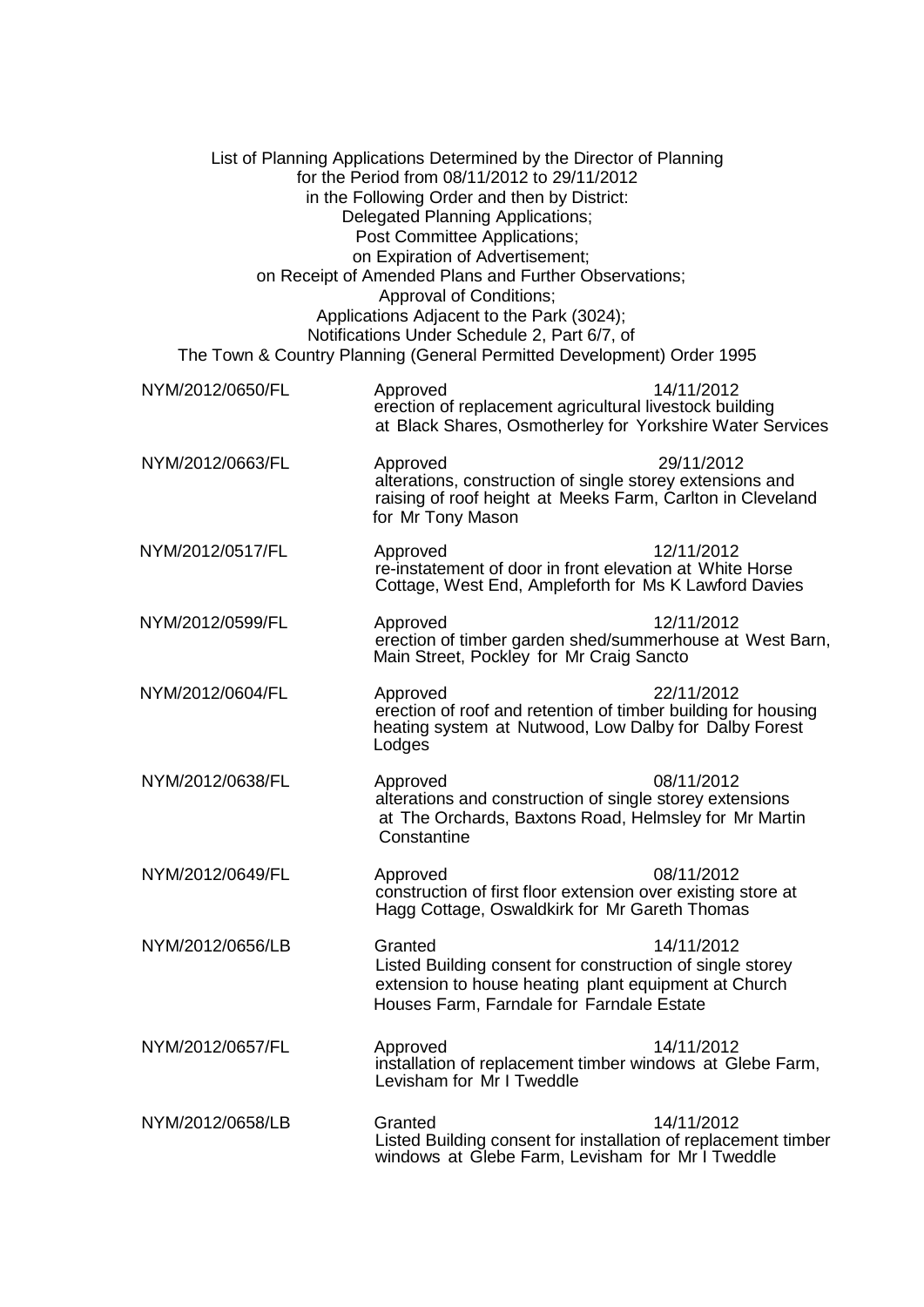List of Planning Applications Determined by the Director of Planning
for the Period from 08/11/2012 to 29/11/2012
in the Following Order and then by District:
Delegated Planning Applications;
Post Committee Applications;
on Expiration of Advertisement;
on Receipt of Amended Plans and Further Observations;
Approval of Conditions;
Applications Adjacent to the Park (3024);
Notifications Under Schedule 2, Part 6/7, of
The Town & Country Planning (General Permitted Development) Order 1995

| Reference | Decision | Date | Details |
|---|---|---|---|
| NYM/2012/0650/FL | Approved | 14/11/2012 | erection of replacement agricultural livestock building at Black Shares, Osmotherley for Yorkshire Water Services |
| NYM/2012/0663/FL | Approved | 29/11/2012 | alterations, construction of single storey extensions and raising of roof height at Meeks Farm, Carlton in Cleveland for Mr Tony Mason |
| NYM/2012/0517/FL | Approved | 12/11/2012 | re-instatement of door in front elevation at White Horse Cottage, West End, Ampleforth for Ms K Lawford Davies |
| NYM/2012/0599/FL | Approved | 12/11/2012 | erection of timber garden shed/summerhouse at West Barn, Main Street, Pockley for Mr Craig Sancto |
| NYM/2012/0604/FL | Approved | 22/11/2012 | erection of roof and retention of timber building for housing heating system at Nutwood, Low Dalby for Dalby Forest Lodges |
| NYM/2012/0638/FL | Approved | 08/11/2012 | alterations and construction of single storey extensions at The Orchards, Baxtons Road, Helmsley for Mr Martin Constantine |
| NYM/2012/0649/FL | Approved | 08/11/2012 | construction of first floor extension over existing store at Hagg Cottage, Oswaldkirk for Mr Gareth Thomas |
| NYM/2012/0656/LB | Granted | 14/11/2012 | Listed Building consent for construction of single storey extension to house heating plant equipment at Church Houses Farm, Farndale for Farndale Estate |
| NYM/2012/0657/FL | Approved | 14/11/2012 | installation of replacement timber windows at Glebe Farm, Levisham for Mr I Tweddle |
| NYM/2012/0658/LB | Granted | 14/11/2012 | Listed Building consent for installation of replacement timber windows at Glebe Farm, Levisham for Mr I Tweddle |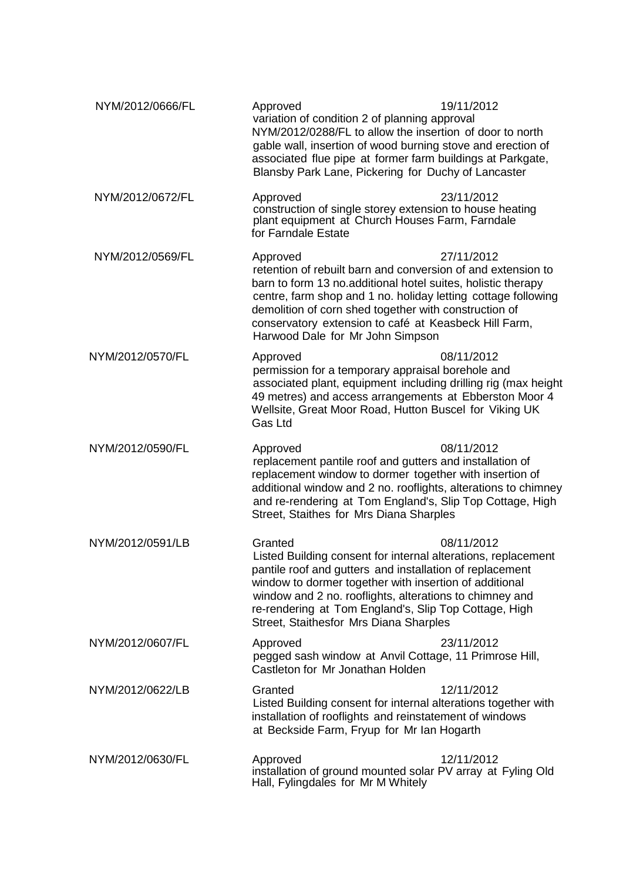| | | |
|---|---|---|
| NYM/2012/0666/FL | Approved<br>variation of condition 2 of planning approval NYM/2012/0288/FL to allow the insertion of door to north gable wall, insertion of wood burning stove and erection of associated flue pipe at former farm buildings at Parkgate, Blansby Park Lane, Pickering for Duchy of Lancaster | 19/11/2012 |
| NYM/2012/0672/FL | Approved<br>construction of single storey extension to house heating plant equipment at Church Houses Farm, Farndale for Farndale Estate | 23/11/2012 |
| NYM/2012/0569/FL | Approved<br>retention of rebuilt barn and conversion of and extension to barn to form 13 no.additional hotel suites, holistic therapy centre, farm shop and 1 no. holiday letting cottage following demolition of corn shed together with construction of conservatory extension to café at Keasbeck Hill Farm, Harwood Dale for Mr John Simpson | 27/11/2012 |
| NYM/2012/0570/FL | Approved<br>permission for a temporary appraisal borehole and associated plant, equipment including drilling rig (max height 49 metres) and access arrangements at Ebberston Moor 4 Wellsite, Great Moor Road, Hutton Buscel for Viking UK Gas Ltd | 08/11/2012 |
| NYM/2012/0590/FL | Approved<br>replacement pantile roof and gutters and installation of replacement window to dormer together with insertion of additional window and 2 no. rooflights, alterations to chimney and re-rendering at Tom England's, Slip Top Cottage, High Street, Staithes for Mrs Diana Sharples | 08/11/2012 |
| NYM/2012/0591/LB | Granted<br>Listed Building consent for internal alterations, replacement pantile roof and gutters and installation of replacement window to dormer together with insertion of additional window and 2 no. rooflights, alterations to chimney and re-rendering at Tom England's, Slip Top Cottage, High Street, Staithesfor Mrs Diana Sharples | 08/11/2012 |
| NYM/2012/0607/FL | Approved<br>pegged sash window at Anvil Cottage, 11 Primrose Hill, Castleton for Mr Jonathan Holden | 23/11/2012 |
| NYM/2012/0622/LB | Granted<br>Listed Building consent for internal alterations together with installation of rooflights and reinstatement of windows at Beckside Farm, Fryup for Mr Ian Hogarth | 12/11/2012 |
| NYM/2012/0630/FL | Approved<br>installation of ground mounted solar PV array at Fyling Old Hall, Fylingdales for Mr M Whitely | 12/11/2012 |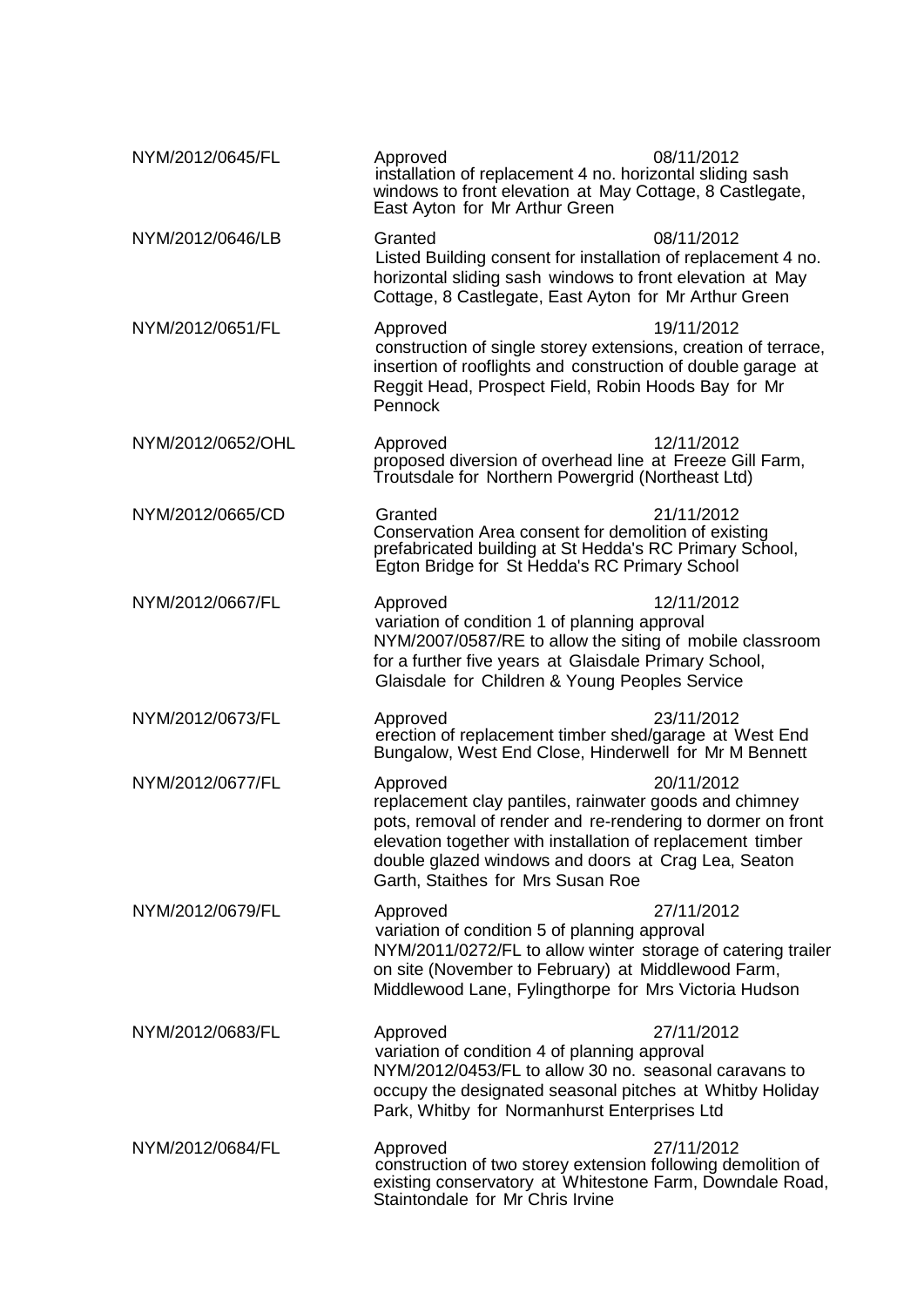| | | |
|---|---|---|
| NYM/2012/0645/FL | Approved<br>installation of replacement 4 no. horizontal sliding sash windows to front elevation at May Cottage, 8 Castlegate, East Ayton for Mr Arthur Green | 08/11/2012 |
| NYM/2012/0646/LB | Granted<br>Listed Building consent for installation of replacement 4 no. horizontal sliding sash windows to front elevation at May Cottage, 8 Castlegate, East Ayton for Mr Arthur Green | 08/11/2012 |
| NYM/2012/0651/FL | Approved<br>construction of single storey extensions, creation of terrace, insertion of rooflights and construction of double garage at Reggit Head, Prospect Field, Robin Hoods Bay for Mr Pennock | 19/11/2012 |
| NYM/2012/0652/OHL | Approved<br>proposed diversion of overhead line at Freeze Gill Farm, Troutsdale for Northern Powergrid (Northeast Ltd) | 12/11/2012 |
| NYM/2012/0665/CD | Granted<br>Conservation Area consent for demolition of existing prefabricated building at St Hedda's RC Primary School, Egton Bridge for St Hedda's RC Primary School | 21/11/2012 |
| NYM/2012/0667/FL | Approved<br>variation of condition 1 of planning approval NYM/2007/0587/RE to allow the siting of mobile classroom for a further five years at Glaisdale Primary School, Glaisdale for Children & Young Peoples Service | 12/11/2012 |
| NYM/2012/0673/FL | Approved<br>erection of replacement timber shed/garage at West End Bungalow, West End Close, Hinderwell for Mr M Bennett | 23/11/2012 |
| NYM/2012/0677/FL | Approved<br>replacement clay pantiles, rainwater goods and chimney pots, removal of render and re-rendering to dormer on front elevation together with installation of replacement timber double glazed windows and doors at Crag Lea, Seaton Garth, Staithes for Mrs Susan Roe | 20/11/2012 |
| NYM/2012/0679/FL | Approved<br>variation of condition 5 of planning approval NYM/2011/0272/FL to allow winter storage of catering trailer on site (November to February) at Middlewood Farm, Middlewood Lane, Fylingthorpe for Mrs Victoria Hudson | 27/11/2012 |
| NYM/2012/0683/FL | Approved<br>variation of condition 4 of planning approval NYM/2012/0453/FL to allow 30 no. seasonal caravans to occupy the designated seasonal pitches at Whitby Holiday Park, Whitby for Normanhurst Enterprises Ltd | 27/11/2012 |
| NYM/2012/0684/FL | Approved<br>construction of two storey extension following demolition of existing conservatory at Whitestone Farm, Downdale Road, Staintondale for Mr Chris Irvine | 27/11/2012 |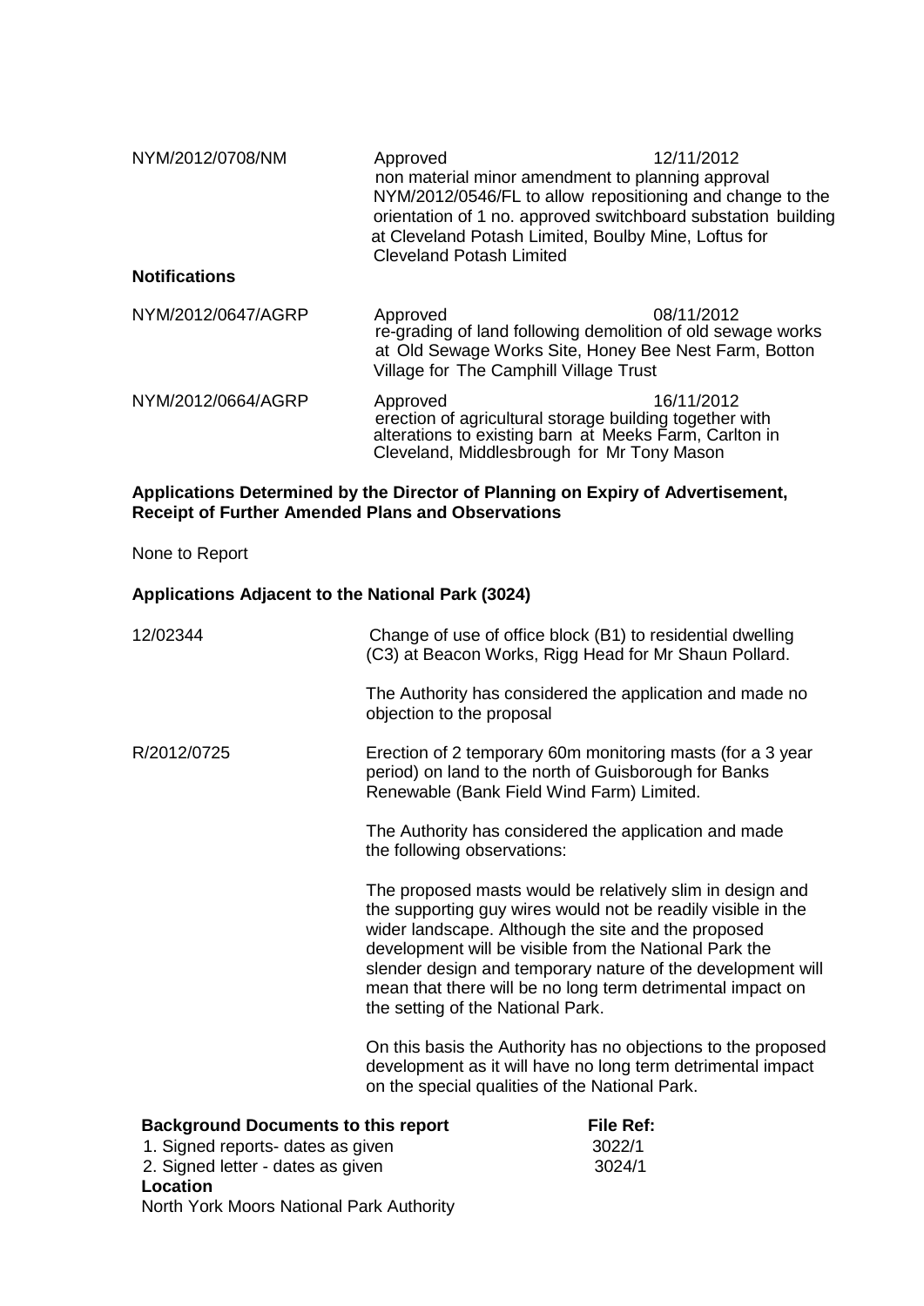| | | |
|---|---|---|
| NYM/2012/0708/NM | Approved<br>non material minor amendment to planning approval NYM/2012/0546/FL to allow repositioning and change to the orientation of 1 no. approved switchboard substation building at Cleveland Potash Limited, Boulby Mine, Loftus for Cleveland Potash Limited | 12/11/2012 |

**Notifications**

| | | |
|---|---|---|
| NYM/2012/0647/AGRP | Approved<br>re-grading of land following demolition of old sewage works at Old Sewage Works Site, Honey Bee Nest Farm, Botton Village for The Camphill Village Trust | 08/11/2012 |
| NYM/2012/0664/AGRP | Approved<br>erection of agricultural storage building together with alterations to existing barn at Meeks Farm, Carlton in Cleveland, Middlesbrough for Mr Tony Mason | 16/11/2012 |

**Applications Determined by the Director of Planning on Expiry of Advertisement, Receipt of Further Amended Plans and Observations**

None to Report

**Applications Adjacent to the National Park (3024)**

12/02344

Change of use of office block (B1) to residential dwelling (C3) at Beacon Works, Rigg Head for Mr Shaun Pollard.

The Authority has considered the application and made no objection to the proposal

R/2012/0725

Erection of 2 temporary 60m monitoring masts (for a 3 year period) on land to the north of Guisborough for Banks Renewable (Bank Field Wind Farm) Limited.

The Authority has considered the application and made the following observations:

The proposed masts would be relatively slim in design and the supporting guy wires would not be readily visible in the wider landscape. Although the site and the proposed development will be visible from the National Park the slender design and temporary nature of the development will mean that there will be no long term detrimental impact on the setting of the National Park.

On this basis the Authority has no objections to the proposed development as it will have no long term detrimental impact on the special qualities of the National Park.

| **Background Documents to this report** | **File Ref:** |
|---|---|
| 1. Signed reports- dates as given | 3022/1 |
| 2. Signed letter - dates as given | 3024/1 |

**Location**

North York Moors National Park Authority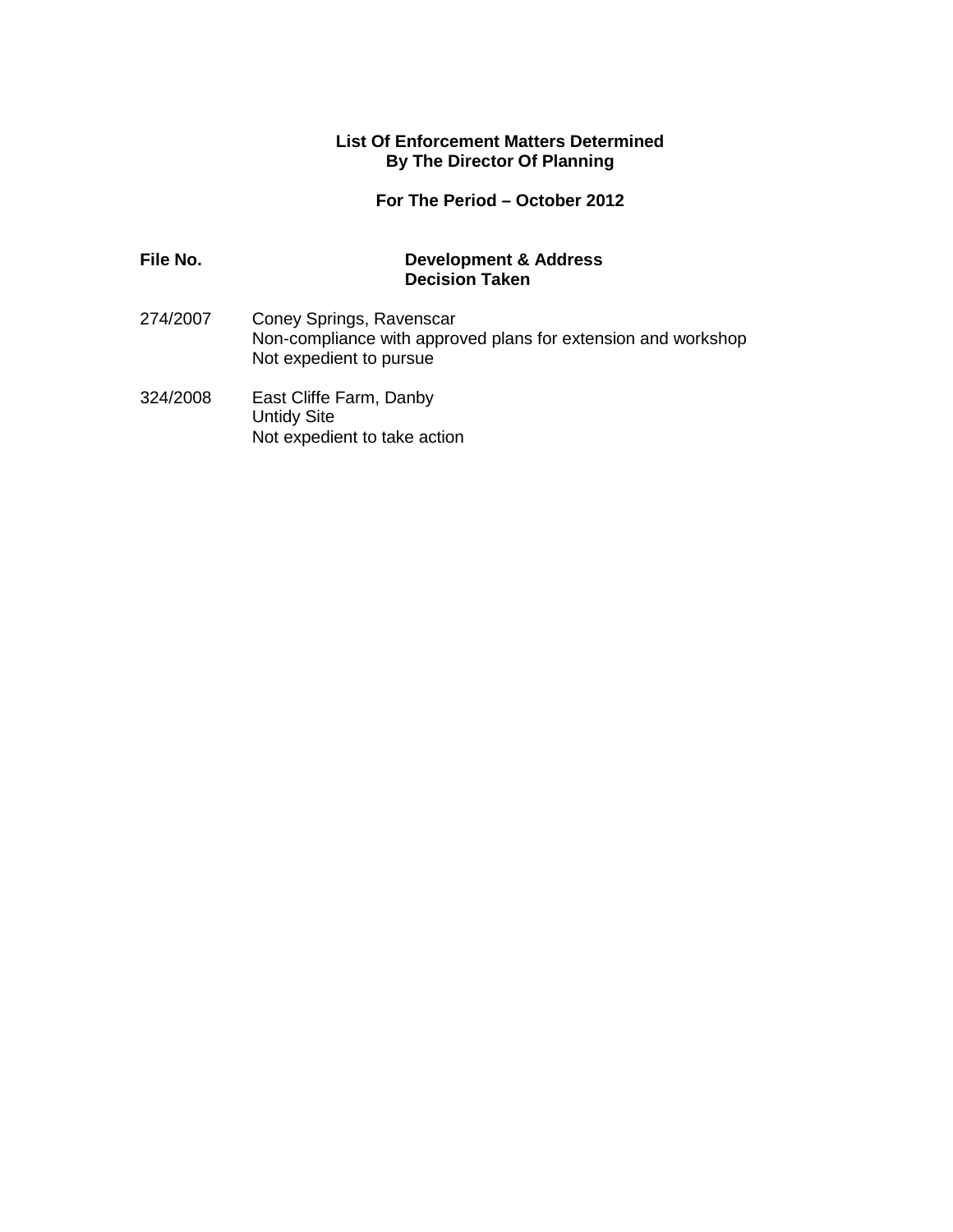**List Of Enforcement Matters Determined**
**By The Director Of Planning**

**For The Period – October 2012**

| File No. | Development & Address<br>Decision Taken |
|---|---|
| 274/2007 | Coney Springs, Ravenscar<br>Non-compliance with approved plans for extension and workshop<br>Not expedient to pursue |
| 324/2008 | East Cliffe Farm, Danby<br>Untidy Site<br>Not expedient to take action |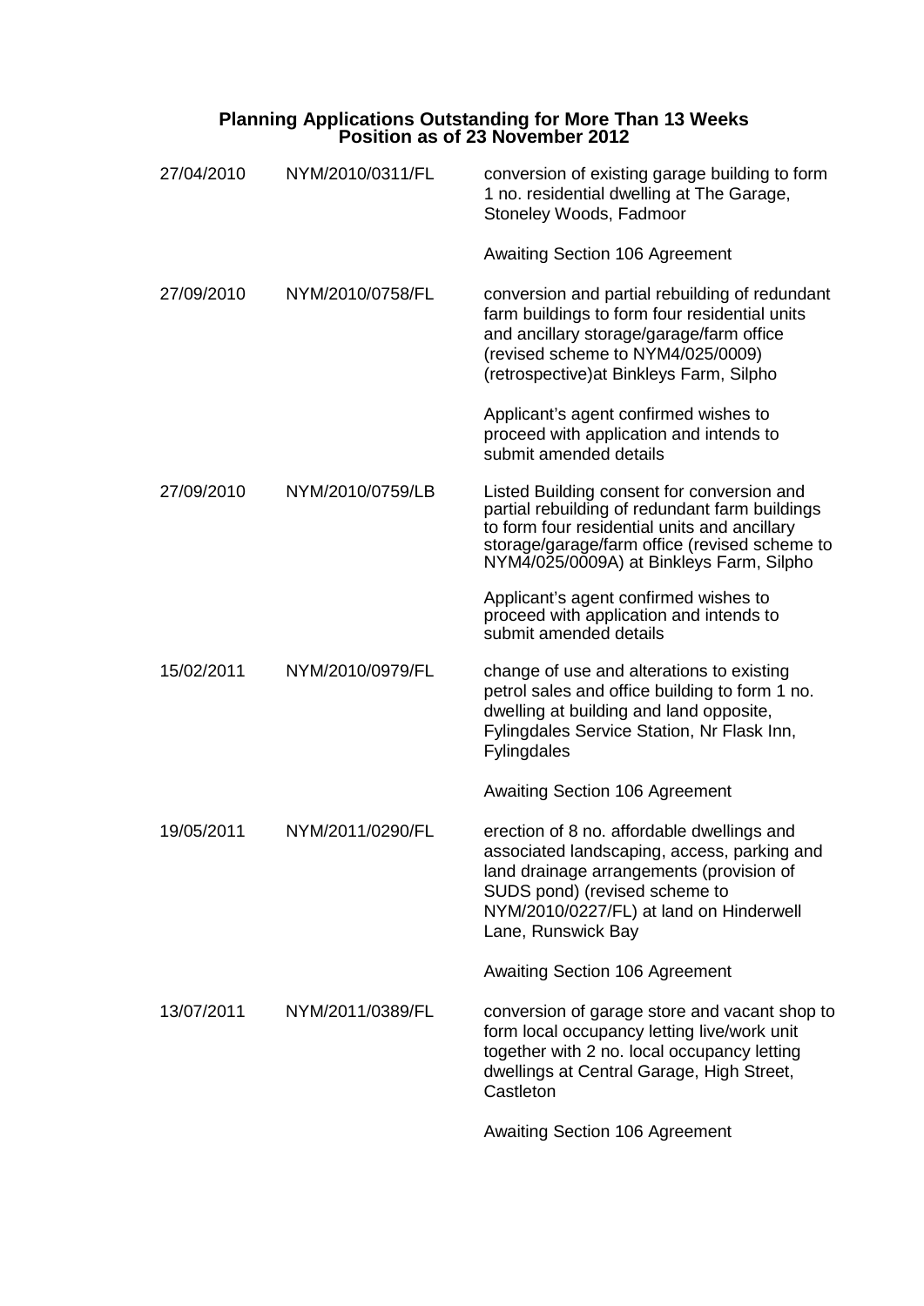# Planning Applications Outstanding for More Than 13 Weeks
## Position as of 23 November 2012

| Date | Reference | Details |
|---|---|---|
| 27/04/2010 | NYM/2010/0311/FL | conversion of existing garage building to form 1 no. residential dwelling at The Garage, Stoneley Woods, Fadmoor<br><br>Awaiting Section 106 Agreement |
| 27/09/2010 | NYM/2010/0758/FL | conversion and partial rebuilding of redundant farm buildings to form four residential units and ancillary storage/garage/farm office (revised scheme to NYM4/025/0009) (retrospective)at Binkleys Farm, Silpho<br><br>Applicant's agent confirmed wishes to proceed with application and intends to submit amended details |
| 27/09/2010 | NYM/2010/0759/LB | Listed Building consent for conversion and partial rebuilding of redundant farm buildings to form four residential units and ancillary storage/garage/farm office (revised scheme to NYM4/025/0009A) at Binkleys Farm, Silpho<br><br>Applicant's agent confirmed wishes to proceed with application and intends to submit amended details |
| 15/02/2011 | NYM/2010/0979/FL | change of use and alterations to existing petrol sales and office building to form 1 no. dwelling at building and land opposite, Fylingdales Service Station, Nr Flask Inn, Fylingdales<br><br>Awaiting Section 106 Agreement |
| 19/05/2011 | NYM/2011/0290/FL | erection of 8 no. affordable dwellings and associated landscaping, access, parking and land drainage arrangements (provision of SUDS pond) (revised scheme to NYM/2010/0227/FL) at land on Hinderwell Lane, Runswick Bay<br><br>Awaiting Section 106 Agreement |
| 13/07/2011 | NYM/2011/0389/FL | conversion of garage store and vacant shop to form local occupancy letting live/work unit together with 2 no. local occupancy letting dwellings at Central Garage, High Street, Castleton<br><br>Awaiting Section 106 Agreement |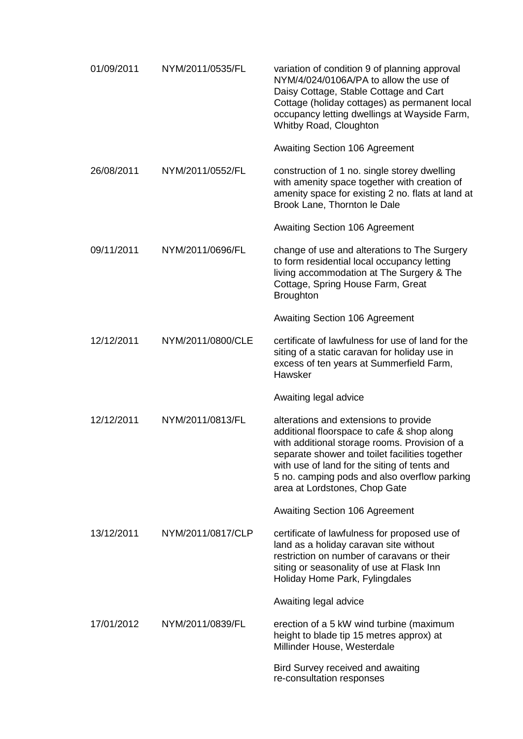| | | |
|---|---|---|
| 01/09/2011 | NYM/2011/0535/FL | variation of condition 9 of planning approval NYM/4/024/0106A/PA to allow the use of Daisy Cottage, Stable Cottage and Cart Cottage (holiday cottages) as permanent local occupancy letting dwellings at Wayside Farm, Whitby Road, Cloughton<br><br>Awaiting Section 106 Agreement |
| 26/08/2011 | NYM/2011/0552/FL | construction of 1 no. single storey dwelling with amenity space together with creation of amenity space for existing 2 no. flats at land at Brook Lane, Thornton le Dale<br><br>Awaiting Section 106 Agreement |
| 09/11/2011 | NYM/2011/0696/FL | change of use and alterations to The Surgery to form residential local occupancy letting living accommodation at The Surgery & The Cottage, Spring House Farm, Great Broughton<br><br>Awaiting Section 106 Agreement |
| 12/12/2011 | NYM/2011/0800/CLE | certificate of lawfulness for use of land for the siting of a static caravan for holiday use in excess of ten years at Summerfield Farm, Hawsker<br><br>Awaiting legal advice |
| 12/12/2011 | NYM/2011/0813/FL | alterations and extensions to provide additional floorspace to cafe & shop along with additional storage rooms. Provision of a separate shower and toilet facilities together with use of land for the siting of tents and 5 no. camping pods and also overflow parking area at Lordstones, Chop Gate<br><br>Awaiting Section 106 Agreement |
| 13/12/2011 | NYM/2011/0817/CLP | certificate of lawfulness for proposed use of land as a holiday caravan site without restriction on number of caravans or their siting or seasonality of use at Flask Inn Holiday Home Park, Fylingdales<br><br>Awaiting legal advice |
| 17/01/2012 | NYM/2011/0839/FL | erection of a 5 kW wind turbine (maximum height to blade tip 15 metres approx) at Millinder House, Westerdale<br><br>Bird Survey received and awaiting re-consultation responses |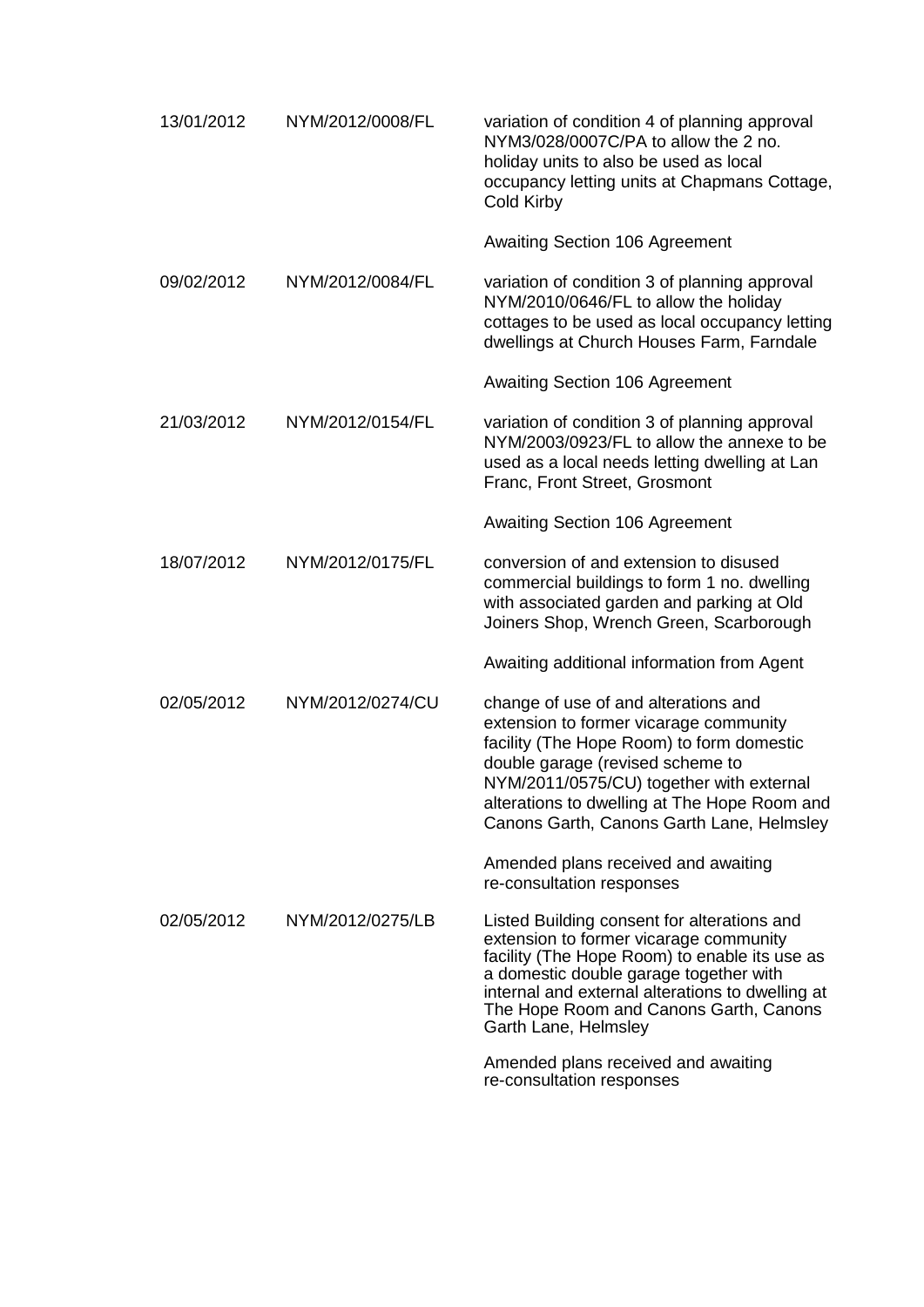| | | |
|---|---|---|
| 13/01/2012 | NYM/2012/0008/FL | variation of condition 4 of planning approval NYM3/028/0007C/PA to allow the 2 no. holiday units to also be used as local occupancy letting units at Chapmans Cottage, Cold Kirby<br><br>Awaiting Section 106 Agreement |
| 09/02/2012 | NYM/2012/0084/FL | variation of condition 3 of planning approval NYM/2010/0646/FL to allow the holiday cottages to be used as local occupancy letting dwellings at Church Houses Farm, Farndale<br><br>Awaiting Section 106 Agreement |
| 21/03/2012 | NYM/2012/0154/FL | variation of condition 3 of planning approval NYM/2003/0923/FL to allow the annexe to be used as a local needs letting dwelling at Lan Franc, Front Street, Grosmont<br><br>Awaiting Section 106 Agreement |
| 18/07/2012 | NYM/2012/0175/FL | conversion of and extension to disused commercial buildings to form 1 no. dwelling with associated garden and parking at Old Joiners Shop, Wrench Green, Scarborough<br><br>Awaiting additional information from Agent |
| 02/05/2012 | NYM/2012/0274/CU | change of use of and alterations and extension to former vicarage community facility (The Hope Room) to form domestic double garage (revised scheme to NYM/2011/0575/CU) together with external alterations to dwelling at The Hope Room and Canons Garth, Canons Garth Lane, Helmsley<br><br>Amended plans received and awaiting re-consultation responses |
| 02/05/2012 | NYM/2012/0275/LB | Listed Building consent for alterations and extension to former vicarage community facility (The Hope Room) to enable its use as a domestic double garage together with internal and external alterations to dwelling at The Hope Room and Canons Garth, Canons Garth Lane, Helmsley<br><br>Amended plans received and awaiting re-consultation responses |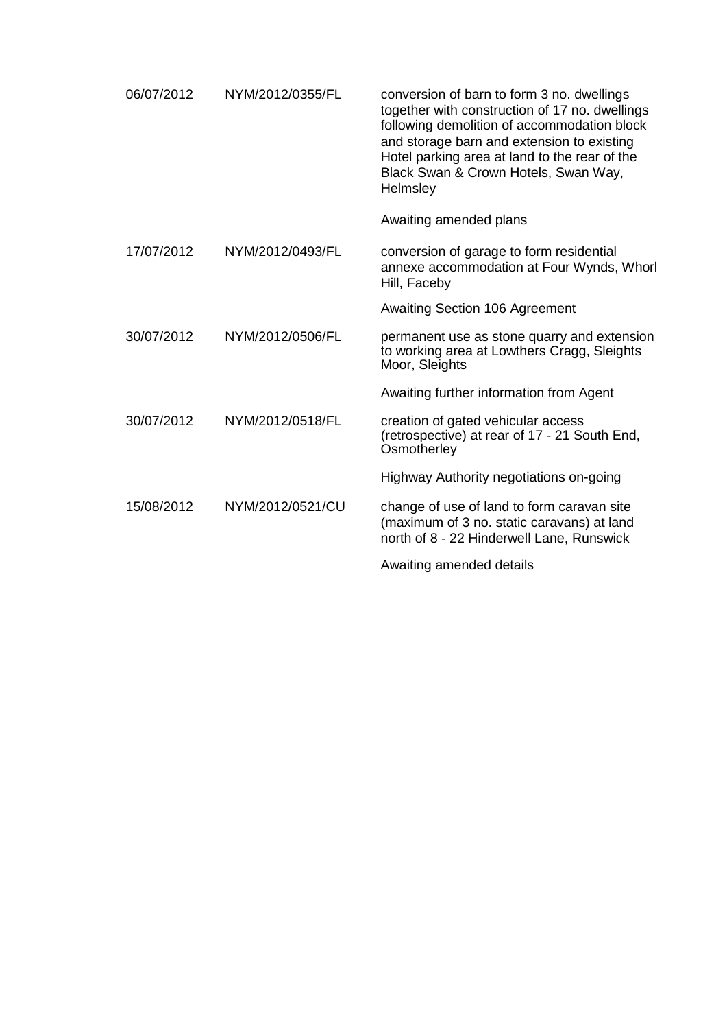| | | |
|---|---|---|
| 06/07/2012 | NYM/2012/0355/FL | conversion of barn to form 3 no. dwellings together with construction of 17 no. dwellings following demolition of accommodation block and storage barn and extension to existing Hotel parking area at land to the rear of the Black Swan & Crown Hotels, Swan Way, Helmsley<br><br>Awaiting amended plans |
| 17/07/2012 | NYM/2012/0493/FL | conversion of garage to form residential annexe accommodation at Four Wynds, Whorl Hill, Faceby<br><br>Awaiting Section 106 Agreement |
| 30/07/2012 | NYM/2012/0506/FL | permanent use as stone quarry and extension to working area at Lowthers Cragg, Sleights Moor, Sleights<br><br>Awaiting further information from Agent |
| 30/07/2012 | NYM/2012/0518/FL | creation of gated vehicular access (retrospective) at rear of 17 - 21 South End, Osmotherley<br><br>Highway Authority negotiations on-going |
| 15/08/2012 | NYM/2012/0521/CU | change of use of land to form caravan site (maximum of 3 no. static caravans) at land north of 8 - 22 Hinderwell Lane, Runswick<br><br>Awaiting amended details |